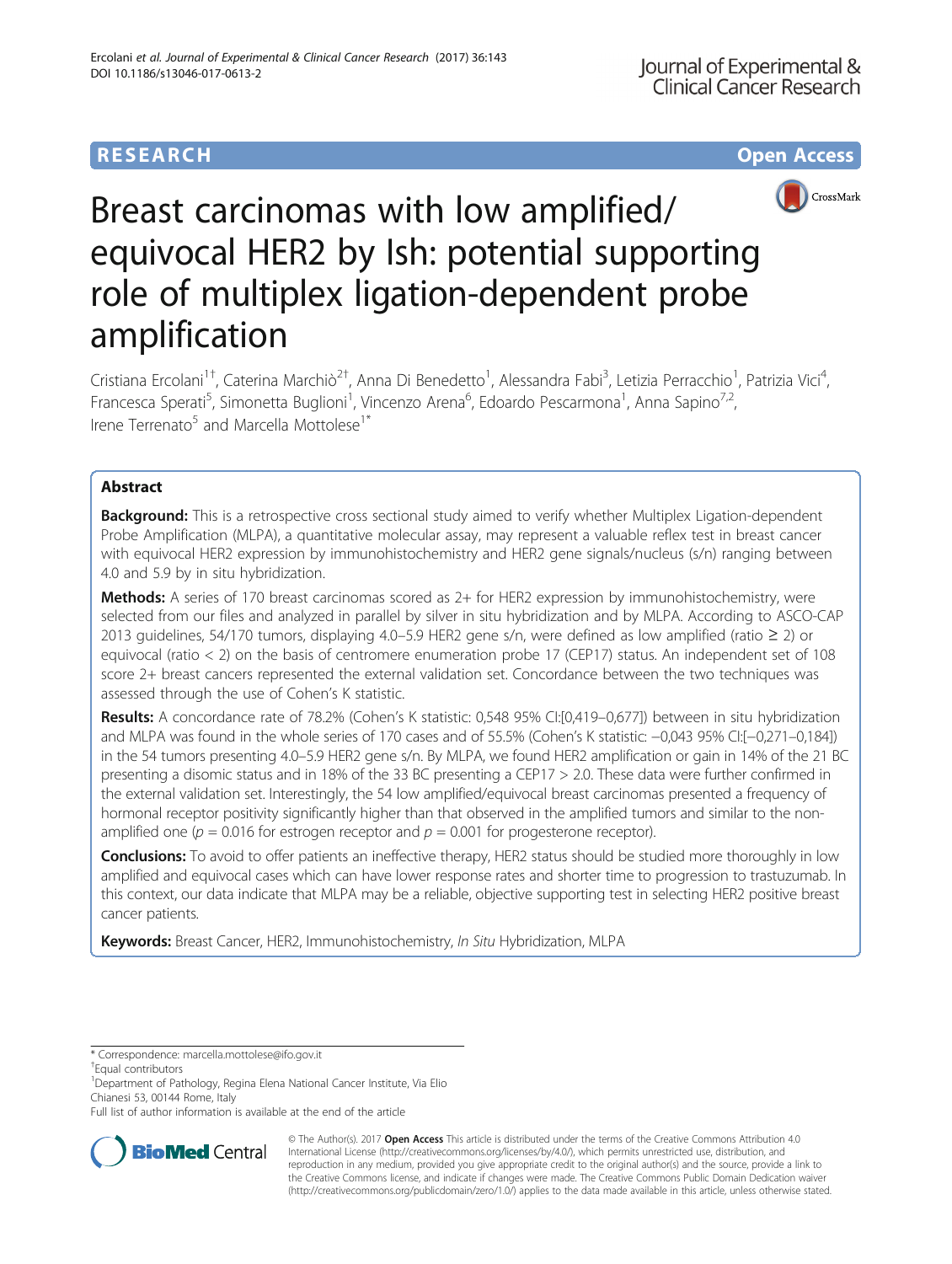RESEARCH Open Access

# Breast carcinomas with low amplified/ equivocal HER2 by Ish: potential supporting role of multiplex ligation-dependent probe amplification

Cristiana Ercolani[1†], Caterina Marchiò[2†], Anna Di Benedetto[1], Alessandra Fabi[3], Letizia Perracchio[1], Patrizia Vici[4], Francesca Sperati[5], Simonetta Buglioni[1], Vincenzo Arena[6], Edoardo Pescarmona[1], Anna Sapino[7,2], Irene Terrenato[5] and Marcella Mottolese[1*]

## Abstract

**Background:** This is a retrospective cross sectional study aimed to verify whether Multiplex Ligation-dependent Probe Amplification (MLPA), a quantitative molecular assay, may represent a valuable reflex test in breast cancer with equivocal HER2 expression by immunohistochemistry and HER2 gene signals/nucleus (s/n) ranging between 4.0 and 5.9 by in situ hybridization.

**Methods:** A series of 170 breast carcinomas scored as 2+ for HER2 expression by immunohistochemistry, were selected from our files and analyzed in parallel by silver in situ hybridization and by MLPA. According to ASCO-CAP 2013 guidelines, 54/170 tumors, displaying 4.0–5.9 HER2 gene s/n, were defined as low amplified (ratio ≥ 2) or equivocal (ratio < 2) on the basis of centromere enumeration probe 17 (CEP17) status. An independent set of 108 score 2+ breast cancers represented the external validation set. Concordance between the two techniques was assessed through the use of Cohen's K statistic.

**Results:** A concordance rate of 78.2% (Cohen's K statistic: 0,548 95% CI:[0,419–0,677]) between in situ hybridization and MLPA was found in the whole series of 170 cases and of 55.5% (Cohen's K statistic: −0,043 95% CI:[−0,271–0,184]) in the 54 tumors presenting 4.0–5.9 HER2 gene s/n. By MLPA, we found HER2 amplification or gain in 14% of the 21 BC presenting a disomic status and in 18% of the 33 BC presenting a CEP17 > 2.0. These data were further confirmed in the external validation set. Interestingly, the 54 low amplified/equivocal breast carcinomas presented a frequency of hormonal receptor positivity significantly higher than that observed in the amplified tumors and similar to the non-amplified one ($p = 0.016$ for estrogen receptor and $p = 0.001$ for progesterone receptor).

**Conclusions:** To avoid to offer patients an ineffective therapy, HER2 status should be studied more thoroughly in low amplified and equivocal cases which can have lower response rates and shorter time to progression to trastuzumab. In this context, our data indicate that MLPA may be a reliable, objective supporting test in selecting HER2 positive breast cancer patients.

**Keywords:** Breast Cancer, HER2, Immunohistochemistry, *In Situ* Hybridization, MLPA

\* Correspondence: marcella.mottolese@ifo.gov.it

†Equal contributors

[1]Department of Pathology, Regina Elena National Cancer Institute, Via Elio Chianesi 53, 00144 Rome, Italy

Full list of author information is available at the end of the article

© The Author(s). 2017 **Open Access** This article is distributed under the terms of the Creative Commons Attribution 4.0 International License (http://creativecommons.org/licenses/by/4.0/), which permits unrestricted use, distribution, and reproduction in any medium, provided you give appropriate credit to the original author(s) and the source, provide a link to the Creative Commons license, and indicate if changes were made. The Creative Commons Public Domain Dedication waiver (http://creativecommons.org/publicdomain/zero/1.0/) applies to the data made available in this article, unless otherwise stated.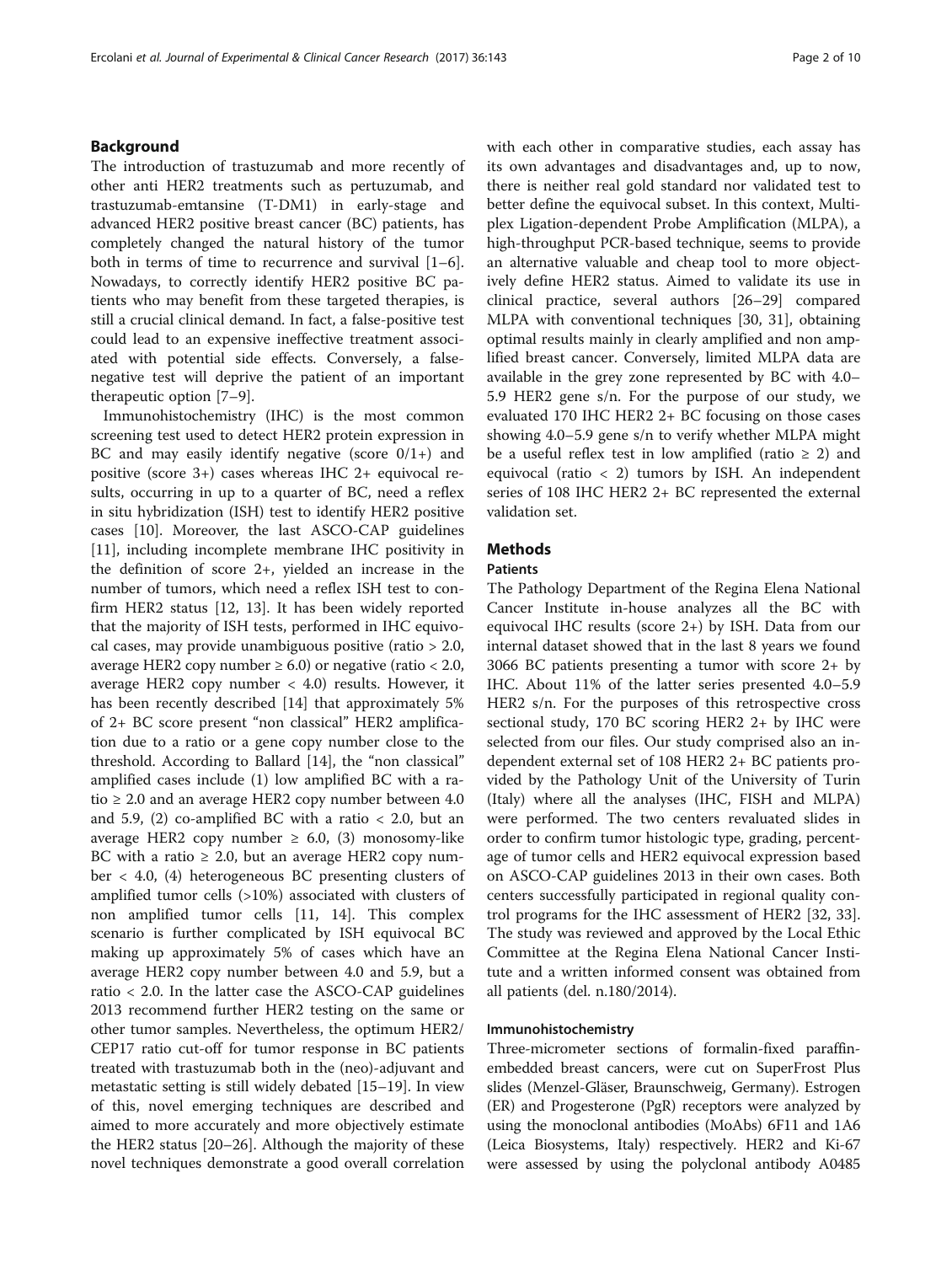## Background

The introduction of trastuzumab and more recently of other anti HER2 treatments such as pertuzumab, and trastuzumab-emtansine (T-DM1) in early-stage and advanced HER2 positive breast cancer (BC) patients, has completely changed the natural history of the tumor both in terms of time to recurrence and survival [1–6]. Nowadays, to correctly identify HER2 positive BC patients who may benefit from these targeted therapies, is still a crucial clinical demand. In fact, a false-positive test could lead to an expensive ineffective treatment associated with potential side effects. Conversely, a false-negative test will deprive the patient of an important therapeutic option [7–9].

Immunohistochemistry (IHC) is the most common screening test used to detect HER2 protein expression in BC and may easily identify negative (score 0/1+) and positive (score 3+) cases whereas IHC 2+ equivocal results, occurring in up to a quarter of BC, need a reflex in situ hybridization (ISH) test to identify HER2 positive cases [10]. Moreover, the last ASCO-CAP guidelines [11], including incomplete membrane IHC positivity in the definition of score 2+, yielded an increase in the number of tumors, which need a reflex ISH test to confirm HER2 status [12, 13]. It has been widely reported that the majority of ISH tests, performed in IHC equivocal cases, may provide unambiguous positive (ratio > 2.0, average HER2 copy number ≥ 6.0) or negative (ratio < 2.0, average HER2 copy number < 4.0) results. However, it has been recently described [14] that approximately 5% of 2+ BC score present "non classical" HER2 amplification due to a ratio or a gene copy number close to the threshold. According to Ballard [14], the "non classical" amplified cases include (1) low amplified BC with a ratio ≥ 2.0 and an average HER2 copy number between 4.0 and 5.9, (2) co-amplified BC with a ratio < 2.0, but an average HER2 copy number ≥ 6.0, (3) monosomy-like BC with a ratio ≥ 2.0, but an average HER2 copy number < 4.0, (4) heterogeneous BC presenting clusters of amplified tumor cells (>10%) associated with clusters of non amplified tumor cells [11, 14]. This complex scenario is further complicated by ISH equivocal BC making up approximately 5% of cases which have an average HER2 copy number between 4.0 and 5.9, but a ratio < 2.0. In the latter case the ASCO-CAP guidelines 2013 recommend further HER2 testing on the same or other tumor samples. Nevertheless, the optimum HER2/CEP17 ratio cut-off for tumor response in BC patients treated with trastuzumab both in the (neo)-adjuvant and metastatic setting is still widely debated [15–19]. In view of this, novel emerging techniques are described and aimed to more accurately and more objectively estimate the HER2 status [20–26]. Although the majority of these novel techniques demonstrate a good overall correlation with each other in comparative studies, each assay has its own advantages and disadvantages and, up to now, there is neither real gold standard nor validated test to better define the equivocal subset. In this context, Multiplex Ligation-dependent Probe Amplification (MLPA), a high-throughput PCR-based technique, seems to provide an alternative valuable and cheap tool to more objectively define HER2 status. Aimed to validate its use in clinical practice, several authors [26–29] compared MLPA with conventional techniques [30, 31], obtaining optimal results mainly in clearly amplified and non amplified breast cancer. Conversely, limited MLPA data are available in the grey zone represented by BC with 4.0–5.9 HER2 gene s/n. For the purpose of our study, we evaluated 170 IHC HER2 2+ BC focusing on those cases showing 4.0–5.9 gene s/n to verify whether MLPA might be a useful reflex test in low amplified (ratio ≥ 2) and equivocal (ratio < 2) tumors by ISH. An independent series of 108 IHC HER2 2+ BC represented the external validation set.

## Methods

### Patients

The Pathology Department of the Regina Elena National Cancer Institute in-house analyzes all the BC with equivocal IHC results (score 2+) by ISH. Data from our internal dataset showed that in the last 8 years we found 3066 BC patients presenting a tumor with score 2+ by IHC. About 11% of the latter series presented 4.0–5.9 HER2 s/n. For the purposes of this retrospective cross sectional study, 170 BC scoring HER2 2+ by IHC were selected from our files. Our study comprised also an independent external set of 108 HER2 2+ BC patients provided by the Pathology Unit of the University of Turin (Italy) where all the analyses (IHC, FISH and MLPA) were performed. The two centers revaluated slides in order to confirm tumor histologic type, grading, percentage of tumor cells and HER2 equivocal expression based on ASCO-CAP guidelines 2013 in their own cases. Both centers successfully participated in regional quality control programs for the IHC assessment of HER2 [32, 33]. The study was reviewed and approved by the Local Ethic Committee at the Regina Elena National Cancer Institute and a written informed consent was obtained from all patients (del. n.180/2014).

### Immunohistochemistry

Three-micrometer sections of formalin-fixed paraffin-embedded breast cancers, were cut on SuperFrost Plus slides (Menzel-Gläser, Braunschweig, Germany). Estrogen (ER) and Progesterone (PgR) receptors were analyzed by using the monoclonal antibodies (MoAbs) 6F11 and 1A6 (Leica Biosystems, Italy) respectively. HER2 and Ki-67 were assessed by using the polyclonal antibody A0485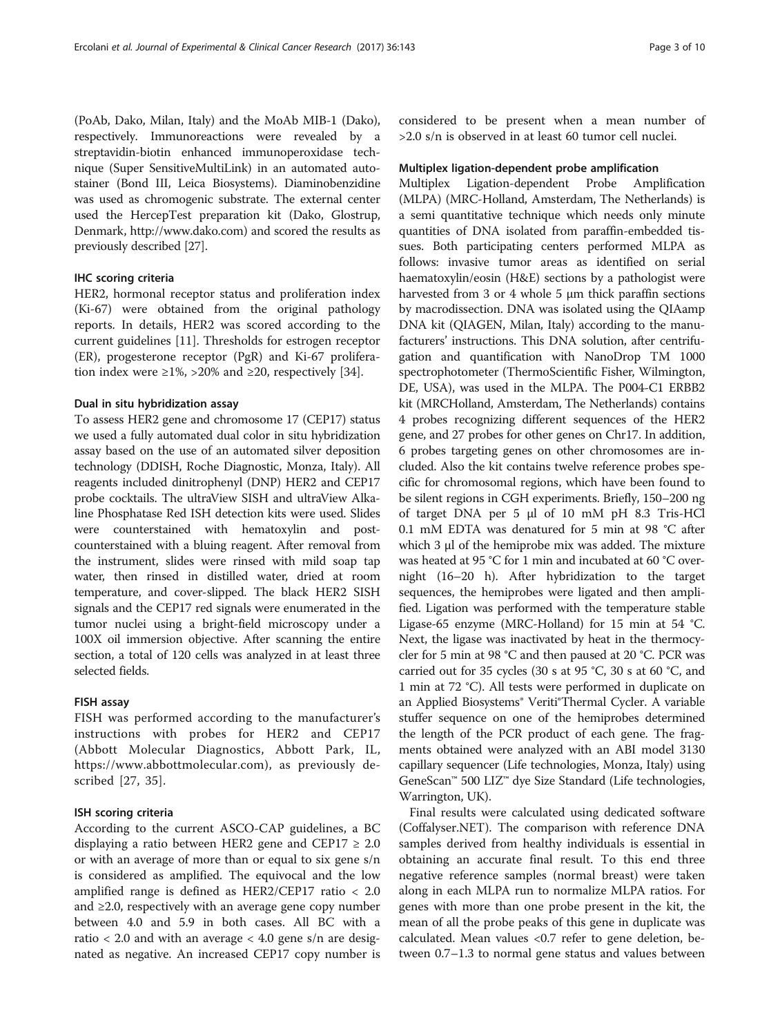(PoAb, Dako, Milan, Italy) and the MoAb MIB-1 (Dako), respectively. Immunoreactions were revealed by a streptavidin-biotin enhanced immunoperoxidase technique (Super SensitiveMultiLink) in an automated autostainer (Bond III, Leica Biosystems). Diaminobenzidine was used as chromogenic substrate. The external center used the HercepTest preparation kit (Dako, Glostrup, Denmark, http://www.dako.com) and scored the results as previously described [27].

### IHC scoring criteria

HER2, hormonal receptor status and proliferation index (Ki-67) were obtained from the original pathology reports. In details, HER2 was scored according to the current guidelines [11]. Thresholds for estrogen receptor (ER), progesterone receptor (PgR) and Ki-67 proliferation index were ≥1%, >20% and ≥20, respectively [34].

### Dual in situ hybridization assay

To assess HER2 gene and chromosome 17 (CEP17) status we used a fully automated dual color in situ hybridization assay based on the use of an automated silver deposition technology (DDISH, Roche Diagnostic, Monza, Italy). All reagents included dinitrophenyl (DNP) HER2 and CEP17 probe cocktails. The ultraView SISH and ultraView Alkaline Phosphatase Red ISH detection kits were used. Slides were counterstained with hematoxylin and post-counterstained with a bluing reagent. After removal from the instrument, slides were rinsed with mild soap tap water, then rinsed in distilled water, dried at room temperature, and cover-slipped. The black HER2 SISH signals and the CEP17 red signals were enumerated in the tumor nuclei using a bright-field microscopy under a 100X oil immersion objective. After scanning the entire section, a total of 120 cells was analyzed in at least three selected fields.

### FISH assay

FISH was performed according to the manufacturer's instructions with probes for HER2 and CEP17 (Abbott Molecular Diagnostics, Abbott Park, IL, https://www.abbottmolecular.com), as previously described [27, 35].

### ISH scoring criteria

According to the current ASCO-CAP guidelines, a BC displaying a ratio between HER2 gene and CEP17 ≥ 2.0 or with an average of more than or equal to six gene s/n is considered as amplified. The equivocal and the low amplified range is defined as HER2/CEP17 ratio < 2.0 and ≥2.0, respectively with an average gene copy number between 4.0 and 5.9 in both cases. All BC with a ratio < 2.0 and with an average < 4.0 gene s/n are designated as negative. An increased CEP17 copy number is considered to be present when a mean number of >2.0 s/n is observed in at least 60 tumor cell nuclei.

### Multiplex ligation-dependent probe amplification

Multiplex Ligation-dependent Probe Amplification (MLPA) (MRC-Holland, Amsterdam, The Netherlands) is a semi quantitative technique which needs only minute quantities of DNA isolated from paraffin-embedded tissues. Both participating centers performed MLPA as follows: invasive tumor areas as identified on serial haematoxylin/eosin (H&E) sections by a pathologist were harvested from 3 or 4 whole 5 μm thick paraffin sections by macrodissection. DNA was isolated using the QIAamp DNA kit (QIAGEN, Milan, Italy) according to the manufacturers' instructions. This DNA solution, after centrifugation and quantification with NanoDrop TM 1000 spectrophotometer (ThermoScientific Fisher, Wilmington, DE, USA), was used in the MLPA. The P004-C1 ERBB2 kit (MRCHolland, Amsterdam, The Netherlands) contains 4 probes recognizing different sequences of the HER2 gene, and 27 probes for other genes on Chr17. In addition, 6 probes targeting genes on other chromosomes are included. Also the kit contains twelve reference probes specific for chromosomal regions, which have been found to be silent regions in CGH experiments. Briefly, 150–200 ng of target DNA per 5 μl of 10 mM pH 8.3 Tris-HCl 0.1 mM EDTA was denatured for 5 min at 98 °C after which 3 μl of the hemiprobe mix was added. The mixture was heated at 95 °C for 1 min and incubated at 60 °C overnight (16–20 h). After hybridization to the target sequences, the hemiprobes were ligated and then amplified. Ligation was performed with the temperature stable Ligase-65 enzyme (MRC-Holland) for 15 min at 54 °C. Next, the ligase was inactivated by heat in the thermocycler for 5 min at 98 °C and then paused at 20 °C. PCR was carried out for 35 cycles (30 s at 95 °C, 30 s at 60 °C, and 1 min at 72 °C). All tests were performed in duplicate on an Applied Biosystems® Veriti®Thermal Cycler. A variable stuffer sequence on one of the hemiprobes determined the length of the PCR product of each gene. The fragments obtained were analyzed with an ABI model 3130 capillary sequencer (Life technologies, Monza, Italy) using GeneScan™ 500 LIZ™ dye Size Standard (Life technologies, Warrington, UK).

Final results were calculated using dedicated software (Coffalyser.NET). The comparison with reference DNA samples derived from healthy individuals is essential in obtaining an accurate final result. To this end three negative reference samples (normal breast) were taken along in each MLPA run to normalize MLPA ratios. For genes with more than one probe present in the kit, the mean of all the probe peaks of this gene in duplicate was calculated. Mean values <0.7 refer to gene deletion, between 0.7–1.3 to normal gene status and values between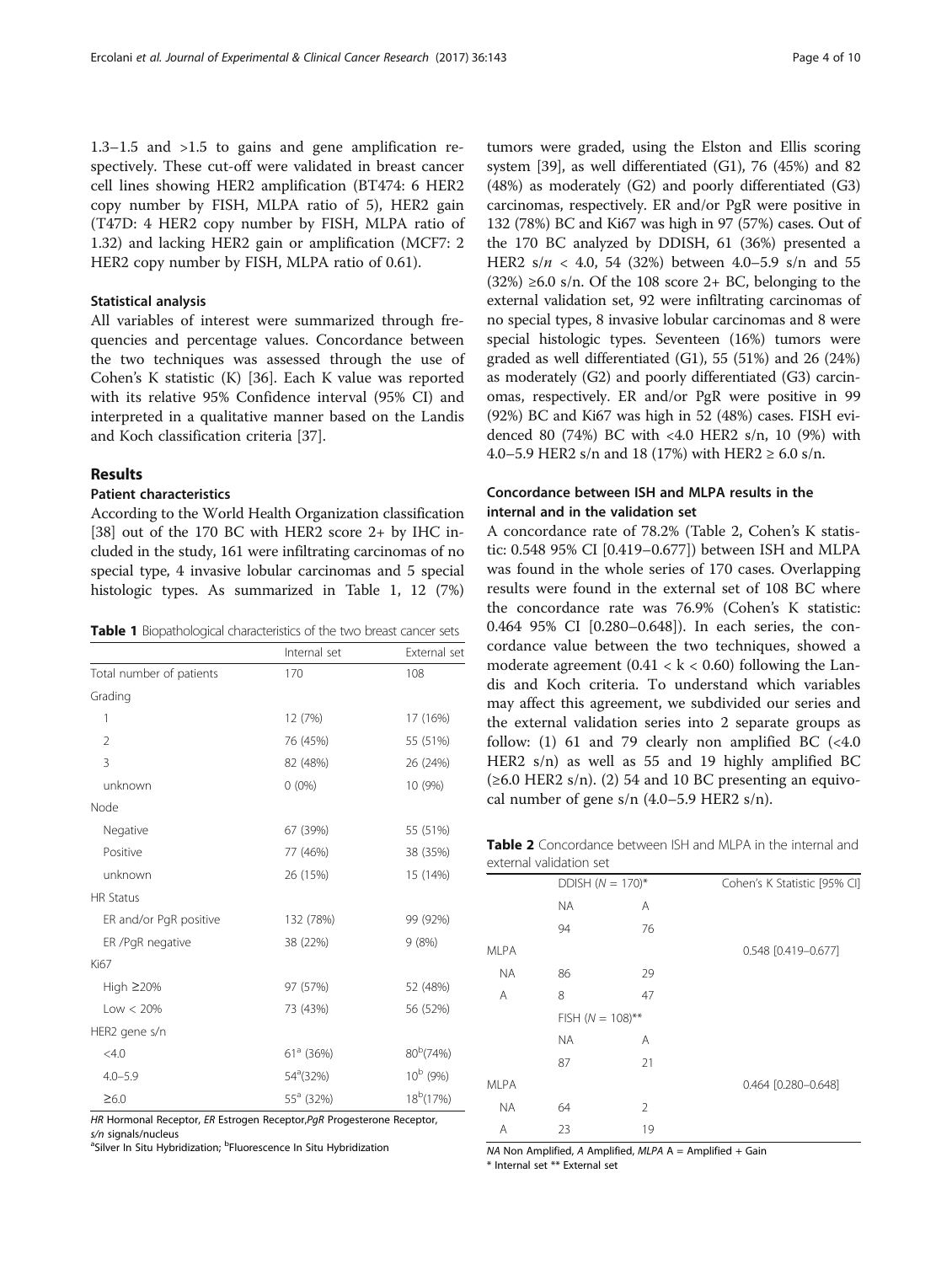1.3–1.5 and >1.5 to gains and gene amplification respectively. These cut-off were validated in breast cancer cell lines showing HER2 amplification (BT474: 6 HER2 copy number by FISH, MLPA ratio of 5), HER2 gain (T47D: 4 HER2 copy number by FISH, MLPA ratio of 1.32) and lacking HER2 gain or amplification (MCF7: 2 HER2 copy number by FISH, MLPA ratio of 0.61).

### Statistical analysis

All variables of interest were summarized through frequencies and percentage values. Concordance between the two techniques was assessed through the use of Cohen's K statistic (K) [36]. Each K value was reported with its relative 95% Confidence interval (95% CI) and interpreted in a qualitative manner based on the Landis and Koch classification criteria [37].

## Results

### Patient characteristics

According to the World Health Organization classification [38] out of the 170 BC with HER2 score 2+ by IHC included in the study, 161 were infiltrating carcinomas of no special type, 4 invasive lobular carcinomas and 5 special histologic types. As summarized in Table 1, 12 (7%) tumors were graded, using the Elston and Ellis scoring system [39], as well differentiated (G1), 76 (45%) and 82 (48%) as moderately (G2) and poorly differentiated (G3) carcinomas, respectively. ER and/or PgR were positive in 132 (78%) BC and Ki67 was high in 97 (57%) cases. Out of the 170 BC analyzed by DDISH, 61 (36%) presented a HER2 $s/n < 4.0$, 54 (32%) between 4.0–5.9 s/n and 55 (32%) ≥6.0 s/n. Of the 108 score 2+ BC, belonging to the external validation set, 92 were infiltrating carcinomas of no special types, 8 invasive lobular carcinomas and 8 were special histologic types. Seventeen (16%) tumors were graded as well differentiated (G1), 55 (51%) and 26 (24%) as moderately (G2) and poorly differentiated (G3) carcinomas, respectively. ER and/or PgR were positive in 99 (92%) BC and Ki67 was high in 52 (48%) cases. FISH evidenced 80 (74%) BC with <4.0 HER2 s/n, 10 (9%) with 4.0–5.9 HER2 s/n and 18 (17%) with HER2 ≥ 6.0 s/n.

**Table 1** Biopathological characteristics of the two breast cancer sets

| | Internal set | External set |
|---|---|---|
| Total number of patients | 170 | 108 |
| Grading | | |
| 1 | 12 (7%) | 17 (16%) |
| 2 | 76 (45%) | 55 (51%) |
| 3 | 82 (48%) | 26 (24%) |
| unknown | 0 (0%) | 10 (9%) |
| Node | | |
| Negative | 67 (39%) | 55 (51%) |
| Positive | 77 (46%) | 38 (35%) |
| unknown | 26 (15%) | 15 (14%) |
| HR Status | | |
| ER and/or PgR positive | 132 (78%) | 99 (92%) |
| ER /PgR negative | 38 (22%) | 9 (8%) |
| Ki67 | | |
| High ≥20% | 97 (57%) | 52 (48%) |
| Low < 20% | 73 (43%) | 56 (52%) |
| HER2 gene s/n | | |
| <4.0 | 61[a] (36%) | 80[b](74%) |
| 4.0–5.9 | 54[a](32%) | 10[b] (9%) |
| ≥6.0 | 55[a] (32%) | 18[b](17%) |

*HR* Hormonal Receptor, *ER* Estrogen Receptor,*PgR* Progesterone Receptor, s/n signals/nucleus
[a]Silver In Situ Hybridization; [b]Fluorescence In Situ Hybridization

### Concordance between ISH and MLPA results in the internal and in the validation set

A concordance rate of 78.2% (Table 2, Cohen's K statistic: 0.548 95% CI [0.419–0.677]) between ISH and MLPA was found in the whole series of 170 cases. Overlapping results were found in the external set of 108 BC where the concordance rate was 76.9% (Cohen's K statistic: 0.464 95% CI [0.280–0.648]). In each series, the concordance value between the two techniques, showed a moderate agreement ($0.41 < k < 0.60$) following the Landis and Koch criteria. To understand which variables may affect this agreement, we subdivided our series and the external validation series into 2 separate groups as follow: (1) 61 and 79 clearly non amplified BC (<4.0 HER2 s/n) as well as 55 and 19 highly amplified BC (≥6.0 HER2 s/n). (2) 54 and 10 BC presenting an equivocal number of gene s/n (4.0–5.9 HER2 s/n).

**Table 2** Concordance between ISH and MLPA in the internal and external validation set

| | DDISH (N = 170)* | | Cohen's K Statistic [95% CI] |
|---|---|---|---|
| | NA | A | |
| | 94 | 76 | |
| MLPA | | | 0.548 [0.419–0.677] |
| NA | 86 | 29 | |
| A | 8 | 47 | |
| | FISH (N = 108)** | | |
| | NA | A | |
| | 87 | 21 | |
| MLPA | | | 0.464 [0.280–0.648] |
| NA | 64 | 2 | |
| A | 23 | 19 | |

*NA* Non Amplified, *A* Amplified, *MLPA* A = Amplified + Gain
* Internal set ** External set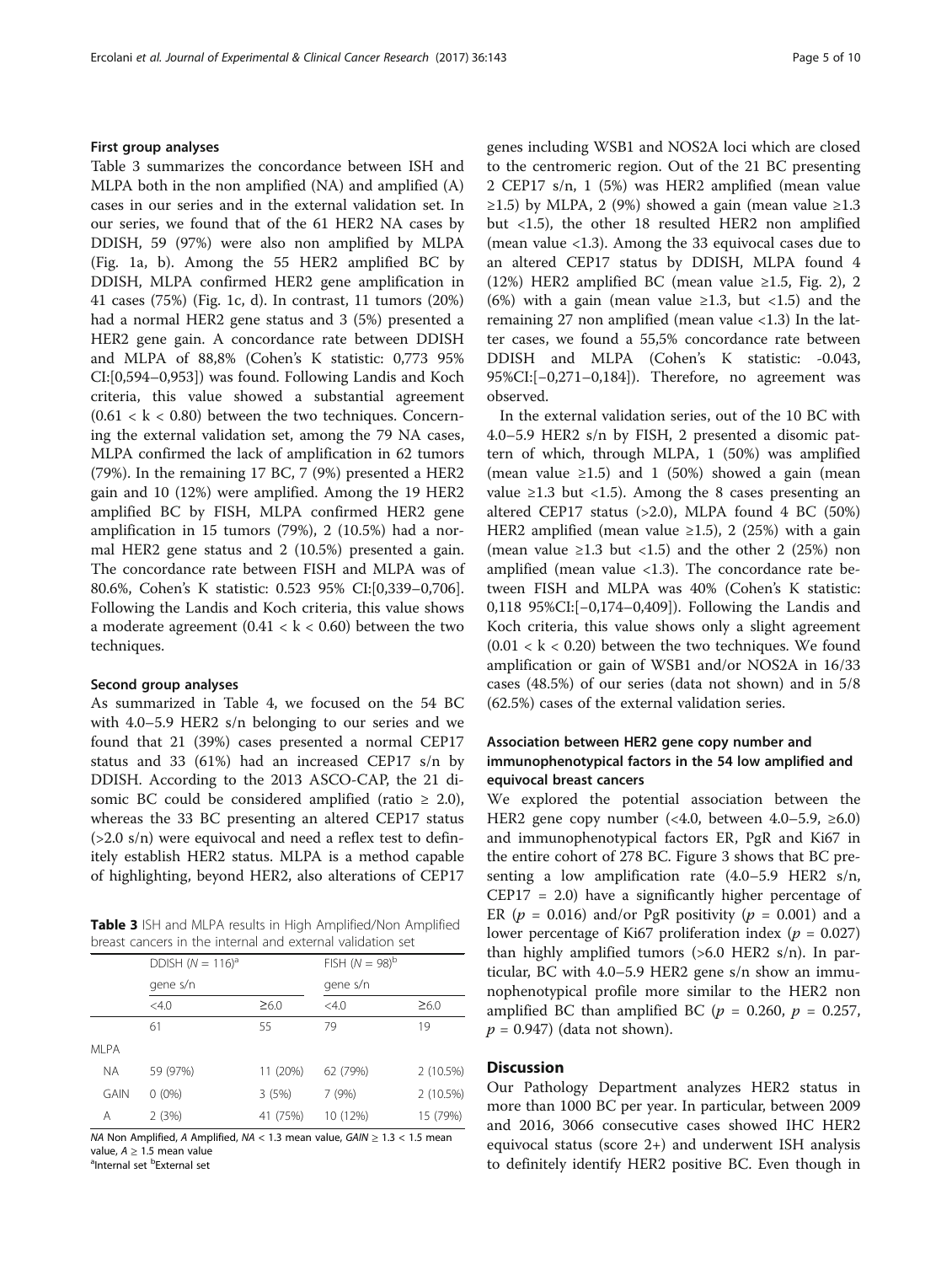### First group analyses

Table 3 summarizes the concordance between ISH and MLPA both in the non amplified (NA) and amplified (A) cases in our series and in the external validation set. In our series, we found that of the 61 HER2 NA cases by DDISH, 59 (97%) were also non amplified by MLPA (Fig. 1a, b). Among the 55 HER2 amplified BC by DDISH, MLPA confirmed HER2 gene amplification in 41 cases (75%) (Fig. 1c, d). In contrast, 11 tumors (20%) had a normal HER2 gene status and 3 (5%) presented a HER2 gene gain. A concordance rate between DDISH and MLPA of 88,8% (Cohen's K statistic: 0,773 95% CI:[0,594–0,953]) was found. Following Landis and Koch criteria, this value showed a substantial agreement ($0.61 < k < 0.80$) between the two techniques. Concerning the external validation set, among the 79 NA cases, MLPA confirmed the lack of amplification in 62 tumors (79%). In the remaining 17 BC, 7 (9%) presented a HER2 gain and 10 (12%) were amplified. Among the 19 HER2 amplified BC by FISH, MLPA confirmed HER2 gene amplification in 15 tumors (79%), 2 (10.5%) had a normal HER2 gene status and 2 (10.5%) presented a gain. The concordance rate between FISH and MLPA was of 80.6%, Cohen's K statistic: 0.523 95% CI:[0,339–0,706]. Following the Landis and Koch criteria, this value shows a moderate agreement ($0.41 < k < 0.60$) between the two techniques.

### Second group analyses

As summarized in Table 4, we focused on the 54 BC with 4.0–5.9 HER2 s/n belonging to our series and we found that 21 (39%) cases presented a normal CEP17 status and 33 (61%) had an increased CEP17 s/n by DDISH. According to the 2013 ASCO-CAP, the 21 disomic BC could be considered amplified (ratio ≥ 2.0), whereas the 33 BC presenting an altered CEP17 status (>2.0 s/n) were equivocal and need a reflex test to definitely establish HER2 status. MLPA is a method capable of highlighting, beyond HER2, also alterations of CEP17 genes including WSB1 and NOS2A loci which are closed to the centromeric region. Out of the 21 BC presenting 2 CEP17 s/n, 1 (5%) was HER2 amplified (mean value ≥1.5) by MLPA, 2 (9%) showed a gain (mean value ≥1.3 but <1.5), the other 18 resulted HER2 non amplified (mean value <1.3). Among the 33 equivocal cases due to an altered CEP17 status by DDISH, MLPA found 4 (12%) HER2 amplified BC (mean value ≥1.5, Fig. 2), 2 (6%) with a gain (mean value ≥1.3, but <1.5) and the remaining 27 non amplified (mean value <1.3) In the latter cases, we found a 55,5% concordance rate between DDISH and MLPA (Cohen's K statistic: -0.043, 95%CI:[−0,271–0,184]). Therefore, no agreement was observed.

In the external validation series, out of the 10 BC with 4.0–5.9 HER2 s/n by FISH, 2 presented a disomic pattern of which, through MLPA, 1 (50%) was amplified (mean value ≥1.5) and 1 (50%) showed a gain (mean value ≥1.3 but <1.5). Among the 8 cases presenting an altered CEP17 status (>2.0), MLPA found 4 BC (50%) HER2 amplified (mean value ≥1.5), 2 (25%) with a gain (mean value ≥1.3 but <1.5) and the other 2 (25%) non amplified (mean value <1.3). The concordance rate between FISH and MLPA was 40% (Cohen's K statistic: 0,118 95%CI:[−0,174–0,409]). Following the Landis and Koch criteria, this value shows only a slight agreement ($0.01 < k < 0.20$) between the two techniques. We found amplification or gain of WSB1 and/or NOS2A in 16/33 cases (48.5%) of our series (data not shown) and in 5/8 (62.5%) cases of the external validation series.

**Table 3** ISH and MLPA results in High Amplified/Non Amplified breast cancers in the internal and external validation set

| | DDISH (N = 116)[a] | | FISH (N = 98)[b] | |
|---|---|---|---|---|
| | gene s/n | | gene s/n | |
| | <4.0 | ≥6.0 | <4.0 | ≥6.0 |
| | 61 | 55 | 79 | 19 |
| MLPA | | | | |
| NA | 59 (97%) | 11 (20%) | 62 (79%) | 2 (10.5%) |
| GAIN | 0 (0%) | 3 (5%) | 7 (9%) | 2 (10.5%) |
| A | 2 (3%) | 41 (75%) | 10 (12%) | 15 (79%) |

*NA* Non Amplified, *A* Amplified, *NA* < 1.3 mean value, *GAIN* ≥ 1.3 < 1.5 mean value, *A* ≥ 1.5 mean value
[a]Internal set [b]External set

### Association between HER2 gene copy number and immunophenotypical factors in the 54 low amplified and equivocal breast cancers

We explored the potential association between the HER2 gene copy number (<4.0, between 4.0–5.9, ≥6.0) and immunophenotypical factors ER, PgR and Ki67 in the entire cohort of 278 BC. Figure 3 shows that BC presenting a low amplification rate (4.0–5.9 HER2 s/n, CEP17 = 2.0) have a significantly higher percentage of ER ($p = 0.016$) and/or PgR positivity ($p = 0.001$) and a lower percentage of Ki67 proliferation index ($p = 0.027$) than highly amplified tumors (>6.0 HER2 s/n). In particular, BC with 4.0–5.9 HER2 gene s/n show an immunophenotypical profile more similar to the HER2 non amplified BC than amplified BC ($p = 0.260$, $p = 0.257$, $p = 0.947$) (data not shown).

## Discussion

Our Pathology Department analyzes HER2 status in more than 1000 BC per year. In particular, between 2009 and 2016, 3066 consecutive cases showed IHC HER2 equivocal status (score 2+) and underwent ISH analysis to definitely identify HER2 positive BC. Even though in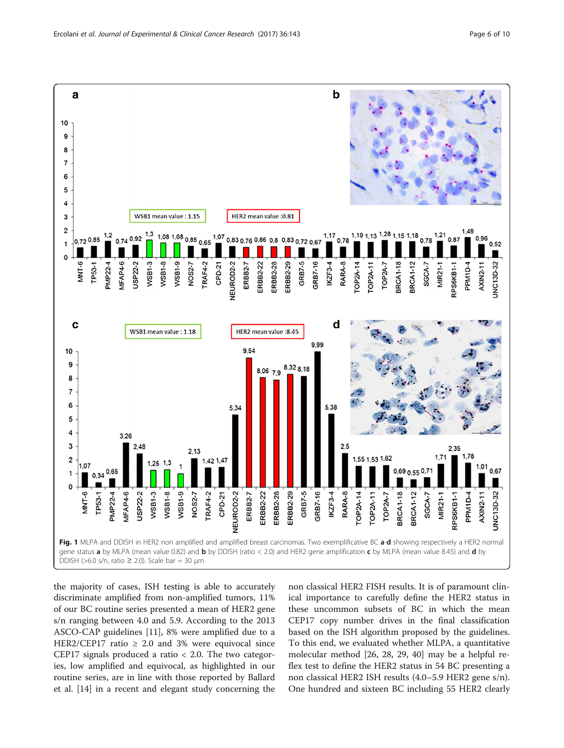**Fig. 1** MLPA and DDISH in HER2 non amplified and amplified breast carcinomas. Two exemplificative BC **a**-**d** showing respectively a HER2 normal gene status **a** by MLPA (mean value 0.82) and **b** by DDISH (ratio < 2.0) and HER2 gene amplification **c** by MLPA (mean value 8.45) and **d** by DDISH (>6.0 s/n, ratio ≥ 2.0). Scale bar = 30 μm

the majority of cases, ISH testing is able to accurately discriminate amplified from non-amplified tumors, 11% of our BC routine series presented a mean of HER2 gene s/n ranging between 4.0 and 5.9. According to the 2013 ASCO-CAP guidelines [11], 8% were amplified due to a HER2/CEP17 ratio ≥ 2.0 and 3% were equivocal since CEP17 signals produced a ratio < 2.0. The two categories, low amplified and equivocal, as highlighted in our routine series, are in line with those reported by Ballard et al. [14] in a recent and elegant study concerning the non classical HER2 FISH results. It is of paramount clinical importance to carefully define the HER2 status in these uncommon subsets of BC in which the mean CEP17 copy number drives in the final classification based on the ISH algorithm proposed by the guidelines. To this end, we evaluated whether MLPA, a quantitative molecular method [26, 28, 29, 40] may be a helpful reflex test to define the HER2 status in 54 BC presenting a non classical HER2 ISH results (4.0–5.9 HER2 gene s/n). One hundred and sixteen BC including 55 HER2 clearly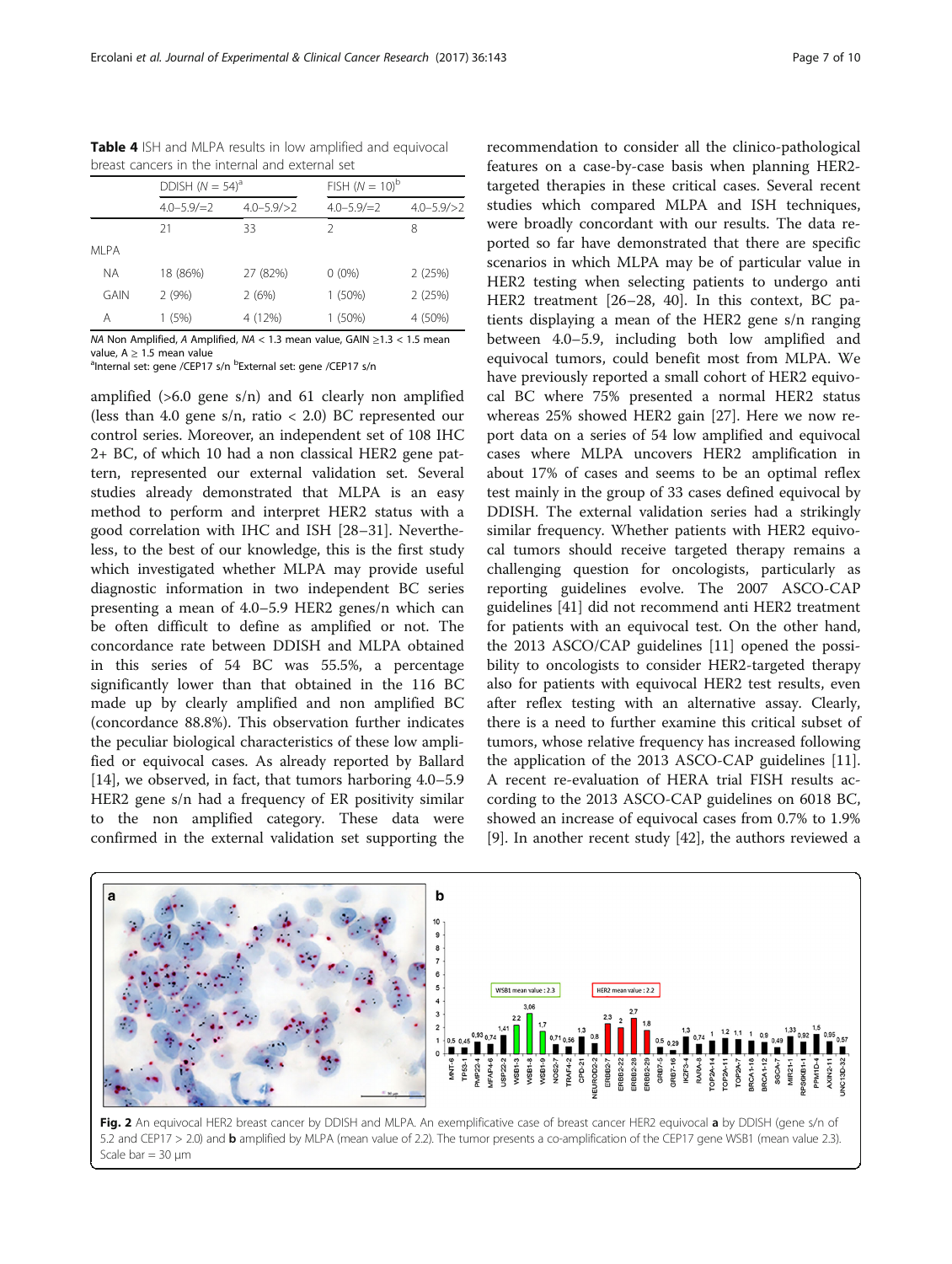**Table 4** ISH and MLPA results in low amplified and equivocal breast cancers in the internal and external set

| | DDISH ($N$ = 54)[a] | | FISH ($N$ = 10)[b] | |
|---|---|---|---|---|
| | 4.0–5.9/=2 | 4.0–5.9/>2 | 4.0–5.9/=2 | 4.0–5.9/>2 |
| | 21 | 33 | 2 | 8 |
| MLPA | | | | |
| NA | 18 (86%) | 27 (82%) | 0 (0%) | 2 (25%) |
| GAIN | 2 (9%) | 2 (6%) | 1 (50%) | 2 (25%) |
| A | 1 (5%) | 4 (12%) | 1 (50%) | 4 (50%) |

*NA* Non Amplified, *A* Amplified, *NA* < 1.3 mean value, GAIN ≥1.3 < 1.5 mean value, A ≥ 1.5 mean value
[a]Internal set: gene /CEP17 s/n [b]External set: gene /CEP17 s/n

amplified (>6.0 gene s/n) and 61 clearly non amplified (less than 4.0 gene s/n, ratio < 2.0) BC represented our control series. Moreover, an independent set of 108 IHC 2+ BC, of which 10 had a non classical HER2 gene pattern, represented our external validation set. Several studies already demonstrated that MLPA is an easy method to perform and interpret HER2 status with a good correlation with IHC and ISH [28–31]. Nevertheless, to the best of our knowledge, this is the first study which investigated whether MLPA may provide useful diagnostic information in two independent BC series presenting a mean of 4.0–5.9 HER2 genes/n which can be often difficult to define as amplified or not. The concordance rate between DDISH and MLPA obtained in this series of 54 BC was 55.5%, a percentage significantly lower than that obtained in the 116 BC made up by clearly amplified and non amplified BC (concordance 88.8%). This observation further indicates the peculiar biological characteristics of these low amplified or equivocal cases. As already reported by Ballard [14], we observed, in fact, that tumors harboring 4.0–5.9 HER2 gene s/n had a frequency of ER positivity similar to the non amplified category. These data were confirmed in the external validation set supporting the recommendation to consider all the clinico-pathological features on a case-by-case basis when planning HER2-targeted therapies in these critical cases. Several recent studies which compared MLPA and ISH techniques, were broadly concordant with our results. The data reported so far have demonstrated that there are specific scenarios in which MLPA may be of particular value in HER2 testing when selecting patients to undergo anti HER2 treatment [26–28, 40]. In this context, BC patients displaying a mean of the HER2 gene s/n ranging between 4.0–5.9, including both low amplified and equivocal tumors, could benefit most from MLPA. We have previously reported a small cohort of HER2 equivocal BC where 75% presented a normal HER2 status whereas 25% showed HER2 gain [27]. Here we now report data on a series of 54 low amplified and equivocal cases where MLPA uncovers HER2 amplification in about 17% of cases and seems to be an optimal reflex test mainly in the group of 33 cases defined equivocal by DDISH. The external validation series had a strikingly similar frequency. Whether patients with HER2 equivocal tumors should receive targeted therapy remains a challenging question for oncologists, particularly as reporting guidelines evolve. The 2007 ASCO-CAP guidelines [41] did not recommend anti HER2 treatment for patients with an equivocal test. On the other hand, the 2013 ASCO/CAP guidelines [11] opened the possibility to oncologists to consider HER2-targeted therapy also for patients with equivocal HER2 test results, even after reflex testing with an alternative assay. Clearly, there is a need to further examine this critical subset of tumors, whose relative frequency has increased following the application of the 2013 ASCO-CAP guidelines [11]. A recent re-evaluation of HERA trial FISH results according to the 2013 ASCO-CAP guidelines on 6018 BC, showed an increase of equivocal cases from 0.7% to 1.9% [9]. In another recent study [42], the authors reviewed a

**Fig. 2** An equivocal HER2 breast cancer by DDISH and MLPA. An exemplificative case of breast cancer HER2 equivocal **a** by DDISH (gene s/n of 5.2 and CEP17 > 2.0) and **b** amplified by MLPA (mean value of 2.2). The tumor presents a co-amplification of the CEP17 gene WSB1 (mean value 2.3). Scale bar = 30 μm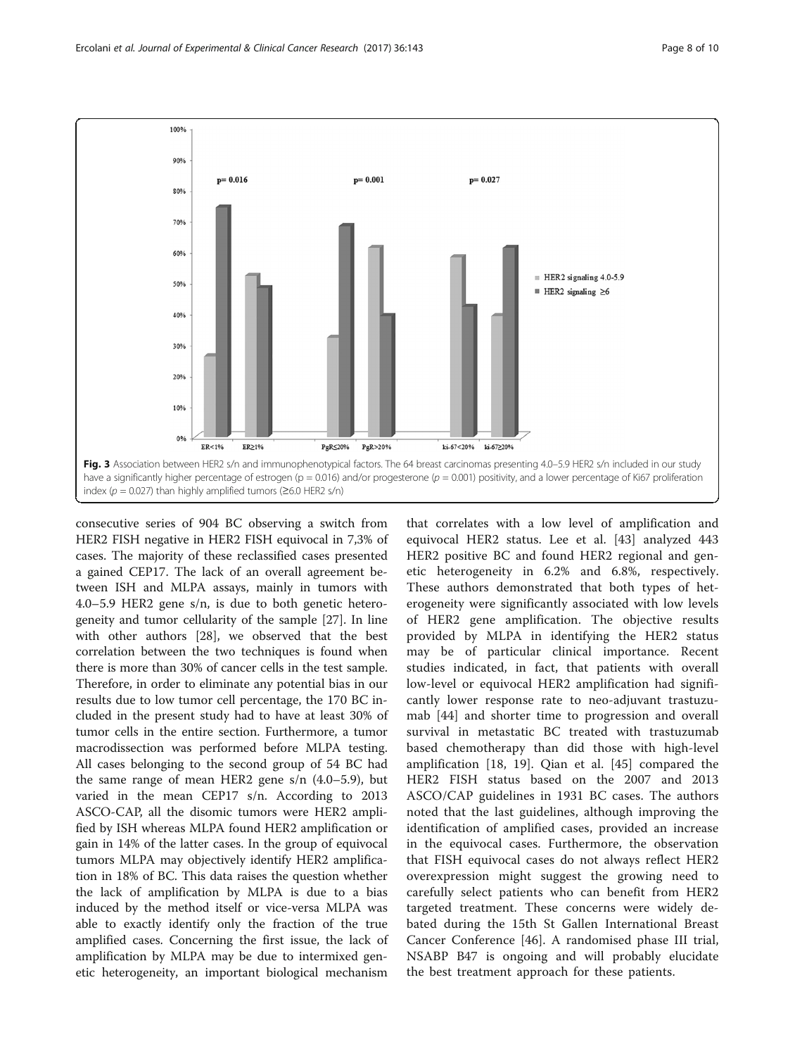**Fig. 3** Association between HER2 s/n and immunophenotypical factors. The 64 breast carcinomas presenting 4.0–5.9 HER2 s/n included in our study have a significantly higher percentage of estrogen ($p = 0.016$) and/or progesterone ($p = 0.001$) positivity, and a lower percentage of Ki67 proliferation index ($p = 0.027$) than highly amplified tumors (≥6.0 HER2 s/n)

consecutive series of 904 BC observing a switch from HER2 FISH negative in HER2 FISH equivocal in 7,3% of cases. The majority of these reclassified cases presented a gained CEP17. The lack of an overall agreement between ISH and MLPA assays, mainly in tumors with 4.0–5.9 HER2 gene s/n, is due to both genetic heterogeneity and tumor cellularity of the sample [27]. In line with other authors [28], we observed that the best correlation between the two techniques is found when there is more than 30% of cancer cells in the test sample. Therefore, in order to eliminate any potential bias in our results due to low tumor cell percentage, the 170 BC included in the present study had to have at least 30% of tumor cells in the entire section. Furthermore, a tumor macrodissection was performed before MLPA testing. All cases belonging to the second group of 54 BC had the same range of mean HER2 gene s/n (4.0–5.9), but varied in the mean CEP17 s/n. According to 2013 ASCO-CAP, all the disomic tumors were HER2 amplified by ISH whereas MLPA found HER2 amplification or gain in 14% of the latter cases. In the group of equivocal tumors MLPA may objectively identify HER2 amplification in 18% of BC. This data raises the question whether the lack of amplification by MLPA is due to a bias induced by the method itself or vice-versa MLPA was able to exactly identify only the fraction of the true amplified cases. Concerning the first issue, the lack of amplification by MLPA may be due to intermixed genetic heterogeneity, an important biological mechanism that correlates with a low level of amplification and equivocal HER2 status. Lee et al. [43] analyzed 443 HER2 positive BC and found HER2 regional and genetic heterogeneity in 6.2% and 6.8%, respectively. These authors demonstrated that both types of heterogeneity were significantly associated with low levels of HER2 gene amplification. The objective results provided by MLPA in identifying the HER2 status may be of particular clinical importance. Recent studies indicated, in fact, that patients with overall low-level or equivocal HER2 amplification had significantly lower response rate to neo-adjuvant trastuzumab [44] and shorter time to progression and overall survival in metastatic BC treated with trastuzumab based chemotherapy than did those with high-level amplification [18, 19]. Qian et al. [45] compared the HER2 FISH status based on the 2007 and 2013 ASCO/CAP guidelines in 1931 BC cases. The authors noted that the last guidelines, although improving the identification of amplified cases, provided an increase in the equivocal cases. Furthermore, the observation that FISH equivocal cases do not always reflect HER2 overexpression might suggest the growing need to carefully select patients who can benefit from HER2 targeted treatment. These concerns were widely debated during the 15th St Gallen International Breast Cancer Conference [46]. A randomised phase III trial, NSABP B47 is ongoing and will probably elucidate the best treatment approach for these patients.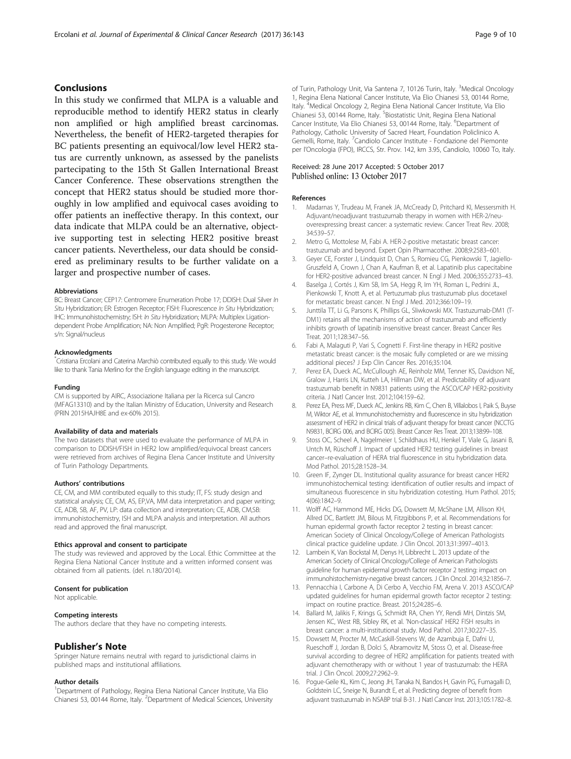## Conclusions

In this study we confirmed that MLPA is a valuable and reproducible method to identify HER2 status in clearly non amplified or high amplified breast carcinomas. Nevertheless, the benefit of HER2-targeted therapies for BC patients presenting an equivocal/low level HER2 status are currently unknown, as assessed by the panelists partecipating to the 15th St Gallen International Breast Cancer Conference. These observations strengthen the concept that HER2 status should be studied more thoroughly in low amplified and equivocal cases avoiding to offer patients an ineffective therapy. In this context, our data indicate that MLPA could be an alternative, objective supporting test in selecting HER2 positive breast cancer patients. Nevertheless, our data should be considered as preliminary results to be further validate on a larger and prospective number of cases.

#### Abbreviations

BC: Breast Cancer; CEP17: Centromere Enumeration Probe 17; DDISH: Dual Silver *In Situ* Hybridization; ER: Estrogen Receptor; FISH: Fluorescence *In Situ* Hybridization; IHC: Immunohistochemistry; ISH: *In Situ* Hybridization; MLPA: Multiplex Ligation-dependent Probe Amplification; NA: Non Amplified; PgR: Progesterone Receptor; s/n: Signal/nucleus

#### Acknowledgments

*Cristiana Ercolani and Caterina Marchiò contributed equally to this study. We would like to thank Tania Merlino for the English language editing in the manuscript.

#### Funding

CM is supported by AIRC, Associazione Italiana per la Ricerca sul Cancro (MFAG13310) and by the Italian Ministry of Education, University and Research (PRIN 2015HAJH8E and ex-60% 2015).

#### Availability of data and materials

The two datasets that were used to evaluate the performance of MLPA in comparison to DDISH/FISH in HER2 low amplified/equivocal breast cancers were retrieved from archives of Regina Elena Cancer Institute and University of Turin Pathology Departments.

#### Authors' contributions

CE, CM, and MM contributed equally to this study; IT, FS: study design and statistical analysis; CE, CM, AS, EP,VA, MM data interpretation and paper writing; CE, ADB, SB, AF, PV, LP: data collection and interpretation; CE, ADB, CM,SB: immunohistochemistry, ISH and MLPA analysis and interpretation. All authors read and approved the final manuscript.

#### Ethics approval and consent to participate

The study was reviewed and approved by the Local. Ethic Committee at the Regina Elena National Cancer Institute and a written informed consent was obtained from all patients. (del. n.180/2014).

#### Consent for publication

Not applicable.

#### Competing interests

The authors declare that they have no competing interests.

### Publisher's Note

Springer Nature remains neutral with regard to jurisdictional claims in published maps and institutional affiliations.

#### Author details

[1]Department of Pathology, Regina Elena National Cancer Institute, Via Elio Chianesi 53, 00144 Rome, Italy. [2]Department of Medical Sciences, University of Turin, Pathology Unit, Via Santena 7, 10126 Turin, Italy. [3]Medical Oncology 1, Regina Elena National Cancer Institute, Via Elio Chianesi 53, 00144 Rome, Italy. [4]Medical Oncology 2, Regina Elena National Cancer Institute, Via Elio Chianesi 53, 00144 Rome, Italy. [5]Biostatistic Unit, Regina Elena National Cancer Institute, Via Elio Chianesi 53, 00144 Rome, Italy. [6]Department of Pathology, Catholic University of Sacred Heart, Foundation Policlinico A. Gemelli, Rome, Italy. [7]Candiolo Cancer Institute - Fondazione del Piemonte per l'Oncologia (FPO), IRCCS, Str. Prov. 142, km 3.95, Candiolo, 10060 To, Italy.

Received: 28 June 2017 Accepted: 5 October 2017
Published online: 13 October 2017

#### References

1. Madarnas Y, Trudeau M, Franek JA, McCready D, Pritchard KI, Messersmith H. Adjuvant/neoadjuvant trastuzumab therapy in women with HER-2/neu-overexpressing breast cancer: a systematic review. Cancer Treat Rev. 2008; 34:539–57.
2. Metro G, Mottolese M, Fabi A. HER-2-positive metastatic breast cancer: trastuzumab and beyond. Expert Opin Pharmacother. 2008;9:2583–601.
3. Geyer CE, Forster J, Lindquist D, Chan S, Romieu CG, Pienkowski T, Jagiello-Gruszfeld A, Crown J, Chan A, Kaufman B, et al. Lapatinib plus capecitabine for HER2-positive advanced breast cancer. N Engl J Med. 2006;355:2733–43.
4. Baselga J, Cortés J, Kim SB, Im SA, Hegg R, Im YH, Roman L, Pedrini JL, Pienkowski T, Knott A, et al. Pertuzumab plus trastuzumab plus docetaxel for metastatic breast cancer. N Engl J Med. 2012;366:109–19.
5. Junttila TT, Li G, Parsons K, Phillips GL, Sliwkowski MX. Trastuzumab-DM1 (T-DM1) retains all the mechanisms of action of trastuzumab and efficiently inhibits growth of lapatinib insensitive breast cancer. Breast Cancer Res Treat. 2011;128:347–56.
6. Fabi A, Malaguti P, Vari S, Cognetti F. First-line therapy in HER2 positive metastatic breast cancer: is the mosaic fully completed or are we missing additional pieces? J Exp Clin Cancer Res. 2016;35:104.
7. Perez EA, Dueck AC, McCullough AE, Reinholz MM, Tenner KS, Davidson NE, Gralow J, Harris LN, Kutteh LA, Hillman DW, et al. Predictability of adjuvant trastuzumab benefit in N9831 patients using the ASCO/CAP HER2-positivity criteria. J Natl Cancer Inst. 2012;104:159–62.
8. Perez EA, Press MF, Dueck AC, Jenkins RB, Kim C, Chen B, Villalobos I, Paik S, Buyse M, Wiktor AE, et al. Immunohistochemistry and fluorescence in situ hybridization assessment of HER2 in clinical trials of adjuvant therapy for breast cancer (NCCTG N9831, BCIRG 006, and BCIRG 005). Breast Cancer Res Treat. 2013;138:99–108.
9. Stoss OC, Scheel A, Nagelmeier I, Schildhaus HU, Henkel T, Viale G, Jasani B, Untch M, Rüschoff J. Impact of updated HER2 testing guidelines in breast cancer–re-evaluation of HERA trial fluorescence in situ hybridization data. Mod Pathol. 2015;28:1528–34.
10. Green IF, Zynger DL. Institutional quality assurance for breast cancer HER2 immunohistochemical testing: identification of outlier results and impact of simultaneous fluorescence in situ hybridization cotesting. Hum Pathol. 2015; 4(06):1842–9.
11. Wolff AC, Hammond ME, Hicks DG, Dowsett M, McShane LM, Allison KH, Allred DC, Bartlett JM, Bilous M, Fitzgibbons P, et al. Recommendations for human epidermal growth factor receptor 2 testing in breast cancer: American Society of Clinical Oncology/College of American Pathologists clinical practice guideline update. J Clin Oncol. 2013;31:3997–4013.
12. Lambein K, Van Bockstal M, Denys H, Libbrecht L. 2013 update of the American Society of Clinical Oncology/College of American Pathologists guideline for human epidermal growth factor receptor 2 testing: impact on immunohistochemistry-negative breast cancers. J Clin Oncol. 2014;32:1856–7.
13. Pennacchia I, Carbone A, Di Cerbo A, Vecchio FM, Arena V. 2013 ASCO/CAP updated guidelines for human epidermal growth factor receptor 2 testing: impact on routine practice. Breast. 2015;24:285–6.
14. Ballard M, Jalikis F, Krings G, Schmidt RA, Chen YY, Rendi MH, Dintzis SM, Jensen KC, West RB, Sibley RK, et al. 'Non-classical' HER2 FISH results in breast cancer: a multi-institutional study. Mod Pathol. 2017;30:227–35.
15. Dowsett M, Procter M, McCaskill-Stevens W, de Azambuja E, Dafni U, Rueschoff J, Jordan B, Dolci S, Abramovitz M, Stoss O, et al. Disease-free survival according to degree of HER2 amplification for patients treated with adjuvant chemotherapy with or without 1 year of trastuzumab: the HERA trial. J Clin Oncol. 2009;27:2962–9.
16. Pogue-Geile KL, Kim C, Jeong JH, Tanaka N, Bandos H, Gavin PG, Fumagalli D, Goldstein LC, Sneige N, Burandt E, et al. Predicting degree of benefit from adjuvant trastuzumab in NSABP trial B-31. J Natl Cancer Inst. 2013;105:1782–8.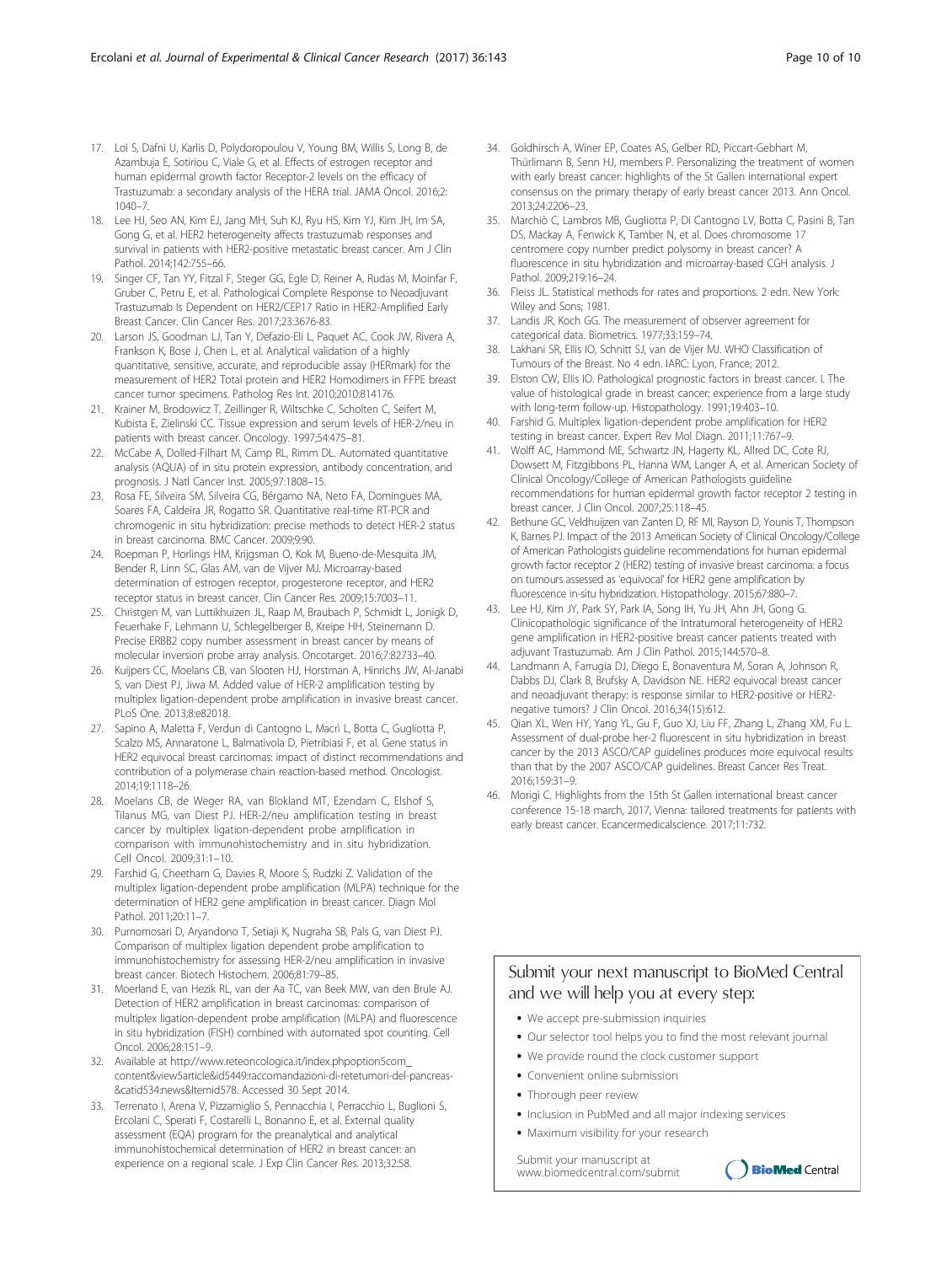17. Loi S, Dafni U, Karlis D, Polydoropoulou V, Young BM, Willis S, Long B, de Azambuja E, Sotiriou C, Viale G, et al. Effects of estrogen receptor and human epidermal growth factor Receptor-2 levels on the efficacy of Trastuzumab: a secondary analysis of the HERA trial. JAMA Oncol. 2016;2:1040–7.
18. Lee HJ, Seo AN, Kim EJ, Jang MH, Suh KJ, Ryu HS, Kim YJ, Kim JH, Im SA, Gong G, et al. HER2 heterogeneity affects trastuzumab responses and survival in patients with HER2-positive metastatic breast cancer. Am J Clin Pathol. 2014;142:755–66.
19. Singer CF, Tan YY, Fitzal F, Steger GG, Egle D, Reiner A, Rudas M, Moinfar F, Gruber C, Petru E, et al. Pathological Complete Response to Neoadjuvant Trastuzumab Is Dependent on HER2/CEP17 Ratio in HER2-Amplified Early Breast Cancer. Clin Cancer Res. 2017;23:3676-83.
20. Larson JS, Goodman LJ, Tan Y, Defazio-Eli L, Paquet AC, Cook JW, Rivera A, Frankson K, Bose J, Chen L, et al. Analytical validation of a highly quantitative, sensitive, accurate, and reproducible assay (HERmark) for the measurement of HER2 Total protein and HER2 Homodimers in FFPE breast cancer tumor specimens. Patholog Res Int. 2010;2010:814176.
21. Krainer M, Brodowicz T, Zeillinger R, Wiltschke C, Scholten C, Seifert M, Kubista E, Zielinski CC. Tissue expression and serum levels of HER-2/neu in patients with breast cancer. Oncology. 1997;54:475–81.
22. McCabe A, Dolled-Filhart M, Camp RL, Rimm DL. Automated quantitative analysis (AQUA) of in situ protein expression, antibody concentration, and prognosis. J Natl Cancer Inst. 2005;97:1808–15.
23. Rosa FE, Silveira SM, Silveira CG, Bérgamo NA, Neto FA, Domingues MA, Soares FA, Caldeira JR, Rogatto SR. Quantitative real-time RT-PCR and chromogenic in situ hybridization: precise methods to detect HER-2 status in breast carcinoma. BMC Cancer. 2009;9:90.
24. Roepman P, Horlings HM, Krijgsman O, Kok M, Bueno-de-Mesquita JM, Bender R, Linn SC, Glas AM, van de Vijver MJ. Microarray-based determination of estrogen receptor, progesterone receptor, and HER2 receptor status in breast cancer. Clin Cancer Res. 2009;15:7003–11.
25. Christgen M, van Luttikhuizen JL, Raap M, Braubach P, Schmidt L, Jonigk D, Feuerhake F, Lehmann U, Schlegelberger B, Kreipe HH, Steinemann D. Precise ERBB2 copy number assessment in breast cancer by means of molecular inversion probe array analysis. Oncotarget. 2016;7:82733–40.
26. Kuijpers CC, Moelans CB, van Slooten HJ, Horstman A, Hinrichs JW, Al-Janabi S, van Diest PJ, Jiwa M. Added value of HER-2 amplification testing by multiplex ligation-dependent probe amplification in invasive breast cancer. PLoS One. 2013;8:e82018.
27. Sapino A, Maletta F, Verdun di Cantogno L, Macrì L, Botta C, Gugliotta P, Scalzo MS, Annaratone L, Balmativola D, Pietribiasi F, et al. Gene status in HER2 equivocal breast carcinomas: impact of distinct recommendations and contribution of a polymerase chain reaction-based method. Oncologist. 2014;19:1118–26.
28. Moelans CB, de Weger RA, van Blokland MT, Ezendam C, Elshof S, Tilanus MG, van Diest PJ. HER-2/neu amplification testing in breast cancer by multiplex ligation-dependent probe amplification in comparison with immunohistochemistry and in situ hybridization. Cell Oncol. 2009;31:1–10.
29. Farshid G, Cheetham G, Davies R, Moore S, Rudzki Z. Validation of the multiplex ligation-dependent probe amplification (MLPA) technique for the determination of HER2 gene amplification in breast cancer. Diagn Mol Pathol. 2011;20:11–7.
30. Purnomosari D, Aryandono T, Setiaji K, Nugraha SB, Pals G, van Diest PJ. Comparison of multiplex ligation dependent probe amplification to immunohistochemistry for assessing HER-2/neu amplification in invasive breast cancer. Biotech Histochem. 2006;81:79–85.
31. Moerland E, van Hezik RL, van der Aa TC, van Beek MW, van den Brule AJ. Detection of HER2 amplification in breast carcinomas: comparison of multiplex ligation-dependent probe amplification (MLPA) and fluorescence in situ hybridization (FISH) combined with automated spot counting. Cell Oncol. 2006;28:151–9.
32. Available at http://www.reteoncologica.it/index.phpoption5com_content&view5article&id5449:raccomandazioni-di-retetumori-del-pancreas-&catid534:news&Itemid578. Accessed 30 Sept 2014.
33. Terrenato I, Arena V, Pizzamiglio S, Pennacchia I, Perracchio L, Buglioni S, Ercolani C, Sperati F, Costarelli L, Bonanno E, et al. External quality assessment (EQA) program for the preanalytical and analytical immunohistochemical determination of HER2 in breast cancer: an experience on a regional scale. J Exp Clin Cancer Res. 2013;32:58.
34. Goldhirsch A, Winer EP, Coates AS, Gelber RD, Piccart-Gebhart M, Thürlimann B, Senn HJ, members P. Personalizing the treatment of women with early breast cancer: highlights of the St Gallen international expert consensus on the primary therapy of early breast cancer 2013. Ann Oncol. 2013;24:2206–23.
35. Marchiò C, Lambros MB, Gugliotta P, Di Cantogno LV, Botta C, Pasini B, Tan DS, Mackay A, Fenwick K, Tamber N, et al. Does chromosome 17 centromere copy number predict polysomy in breast cancer? A fluorescence in situ hybridization and microarray-based CGH analysis. J Pathol. 2009;219:16–24.
36. Fleiss JL. Statistical methods for rates and proportions. 2 edn. New York: Wiley and Sons; 1981.
37. Landis JR, Koch GG. The measurement of observer agreement for categorical data. Biometrics. 1977;33:159–74.
38. Lakhani SR, Ellis IO, Schnitt SJ, van de Vijer MJ. WHO Classification of Tumours of the Breast. No 4 edn. IARC: Lyon, France; 2012.
39. Elston CW, Ellis IO. Pathological prognostic factors in breast cancer. I. The value of histological grade in breast cancer: experience from a large study with long-term follow-up. Histopathology. 1991;19:403–10.
40. Farshid G. Multiplex ligation-dependent probe amplification for HER2 testing in breast cancer. Expert Rev Mol Diagn. 2011;11:767–9.
41. Wolff AC, Hammond ME, Schwartz JN, Hagerty KL, Allred DC, Cote RJ, Dowsett M, Fitzgibbons PL, Hanna WM, Langer A, et al. American Society of Clinical Oncology/College of American Pathologists guideline recommendations for human epidermal growth factor receptor 2 testing in breast cancer. J Clin Oncol. 2007;25:118–45.
42. Bethune GC, Veldhuijzen van Zanten D, RF MI, Rayson D, Younis T, Thompson K, Barnes PJ. Impact of the 2013 American Society of Clinical Oncology/College of American Pathologists guideline recommendations for human epidermal growth factor receptor 2 (HER2) testing of invasive breast carcinoma: a focus on tumours assessed as 'equivocal' for HER2 gene amplification by fluorescence in-situ hybridization. Histopathology. 2015;67:880–7.
43. Lee HJ, Kim JY, Park SY, Park IA, Song IH, Yu JH, Ahn JH, Gong G. Clinicopathologic significance of the Intratumoral heterogeneity of HER2 gene amplification in HER2-positive breast cancer patients treated with adjuvant Trastuzumab. Am J Clin Pathol. 2015;144:570–8.
44. Landmann A, Farrugia DJ, Diego E, Bonaventura M, Soran A, Johnson R, Dabbs DJ, Clark B, Brufsky A, Davidson NE. HER2 equivocal breast cancer and neoadjuvant therapy: is response similar to HER2-positive or HER2-negative tumors? J Clin Oncol. 2016;34(15):612.
45. Qian XL, Wen HY, Yang YL, Gu F, Guo XJ, Liu FF, Zhang L, Zhang XM, Fu L. Assessment of dual-probe her-2 fluorescent in situ hybridization in breast cancer by the 2013 ASCO/CAP guidelines produces more equivocal results than that by the 2007 ASCO/CAP guidelines. Breast Cancer Res Treat. 2016;159:31–9.
46. Morigi C. Highlights from the 15th St Gallen international breast cancer conference 15-18 march, 2017, Vienna: tailored treatments for patients with early breast cancer. Ecancermedicalscience. 2017;11:732.